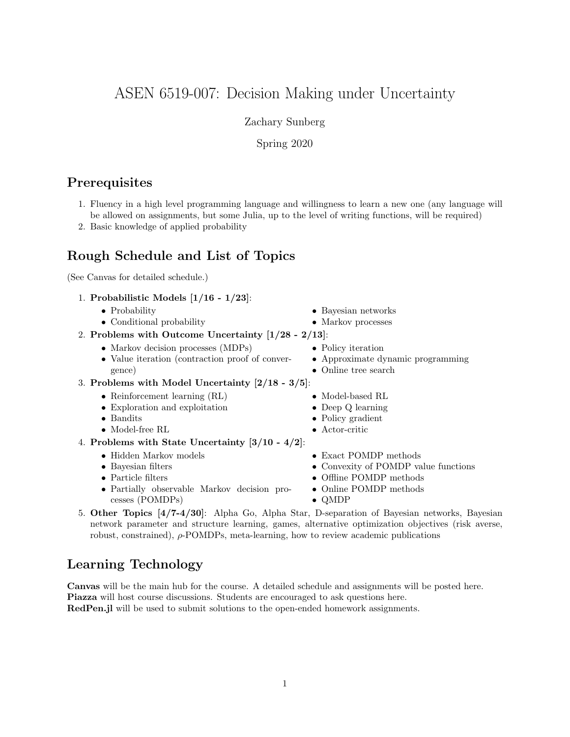# ASEN 6519-007: Decision Making under Uncertainty

Zachary Sunberg

Spring 2020

## Prerequisites

1. Fluency in a high level programming language and willingness to learn a new one (any language will be allowed on assignments, but some Julia, up to the level of writing functions, will be required)
2. Basic knowledge of applied probability

## Rough Schedule and List of Topics

(See Canvas for detailed schedule.)

1. **Probabilistic Models [1/16 - 1/23]**:
   - Probability
   - Conditional probability
   - Bayesian networks
   - Markov processes
2. **Problems with Outcome Uncertainty [1/28 - 2/13]**:
   - Markov decision processes (MDPs)
   - Value iteration (contraction proof of convergence)
   - Policy iteration
   - Approximate dynamic programming
   - Online tree search
3. **Problems with Model Uncertainty [2/18 - 3/5]**:
   - Reinforcement learning (RL)
   - Exploration and exploitation
   - Bandits
   - Model-free RL
   - Model-based RL
   - Deep Q learning
   - Policy gradient
   - Actor-critic
4. **Problems with State Uncertainty [3/10 - 4/2]**:
   - Hidden Markov models
   - Bayesian filters
   - Particle filters
   - Partially observable Markov decision processes (POMDPs)
   - Exact POMDP methods
   - Convexity of POMDP value functions
   - Offline POMDP methods
   - Online POMDP methods
   - QMDP
5. **Other Topics [4/7-4/30]**: Alpha Go, Alpha Star, D-separation of Bayesian networks, Bayesian network parameter and structure learning, games, alternative optimization objectives (risk averse, robust, constrained), $\rho$-POMDPs, meta-learning, how to review academic publications

## Learning Technology

**Canvas** will be the main hub for the course. A detailed schedule and assignments will be posted here.
**Piazza** will host course discussions. Students are encouraged to ask questions here.
**RedPen.jl** will be used to submit solutions to the open-ended homework assignments.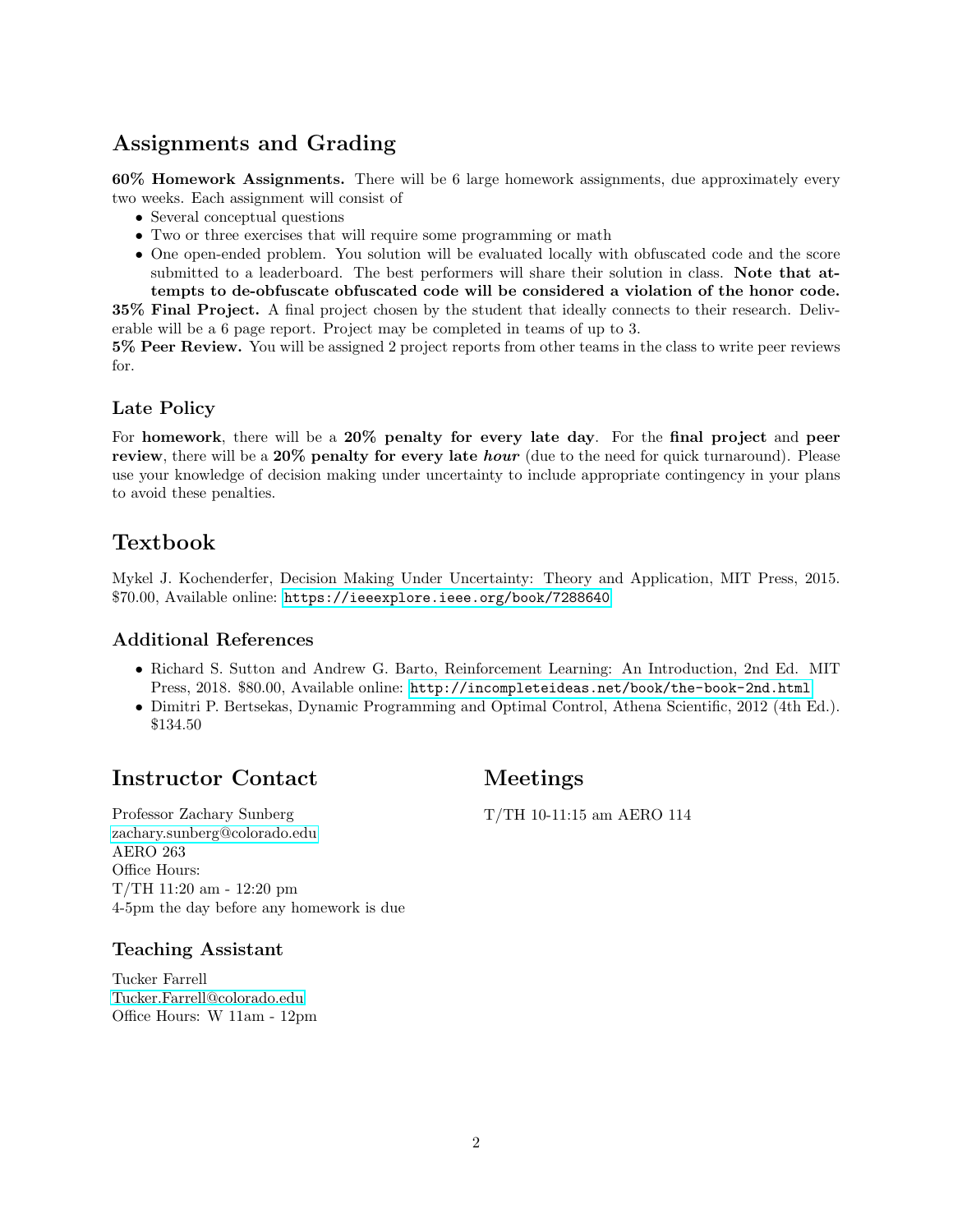## Assignments and Grading

**60% Homework Assignments.** There will be 6 large homework assignments, due approximately every two weeks. Each assignment will consist of

- Several conceptual questions
- Two or three exercises that will require some programming or math
- One open-ended problem. You solution will be evaluated locally with obfuscated code and the score submitted to a leaderboard. The best performers will share their solution in class. **Note that attempts to de-obfuscate obfuscated code will be considered a violation of the honor code.**

**35% Final Project.** A final project chosen by the student that ideally connects to their research. Deliverable will be a 6 page report. Project may be completed in teams of up to 3.

**5% Peer Review.** You will be assigned 2 project reports from other teams in the class to write peer reviews for.

### Late Policy

For **homework**, there will be a **20% penalty for every late day**. For the **final project** and **peer review**, there will be a **20% penalty for every late *hour*** (due to the need for quick turnaround). Please use your knowledge of decision making under uncertainty to include appropriate contingency in your plans to avoid these penalties.

## Textbook

Mykel J. Kochenderfer, Decision Making Under Uncertainty: Theory and Application, MIT Press, 2015. $70.00, Available online: https://ieeexplore.ieee.org/book/7288640

### Additional References

- Richard S. Sutton and Andrew G. Barto, Reinforcement Learning: An Introduction, 2nd Ed. MIT Press, 2018. $80.00, Available online: http://incompleteideas.net/book/the-book-2nd.html
- Dimitri P. Bertsekas, Dynamic Programming and Optimal Control, Athena Scientific, 2012 (4th Ed.). $134.50

## Instructor Contact

Professor Zachary Sunberg
zachary.sunberg@colorado.edu
AERO 263
Office Hours:
T/TH 11:20 am - 12:20 pm
4-5pm the day before any homework is due

### Teaching Assistant

Tucker Farrell
Tucker.Farrell@colorado.edu
Office Hours: W 11am - 12pm

## Meetings

T/TH 10-11:15 am AERO 114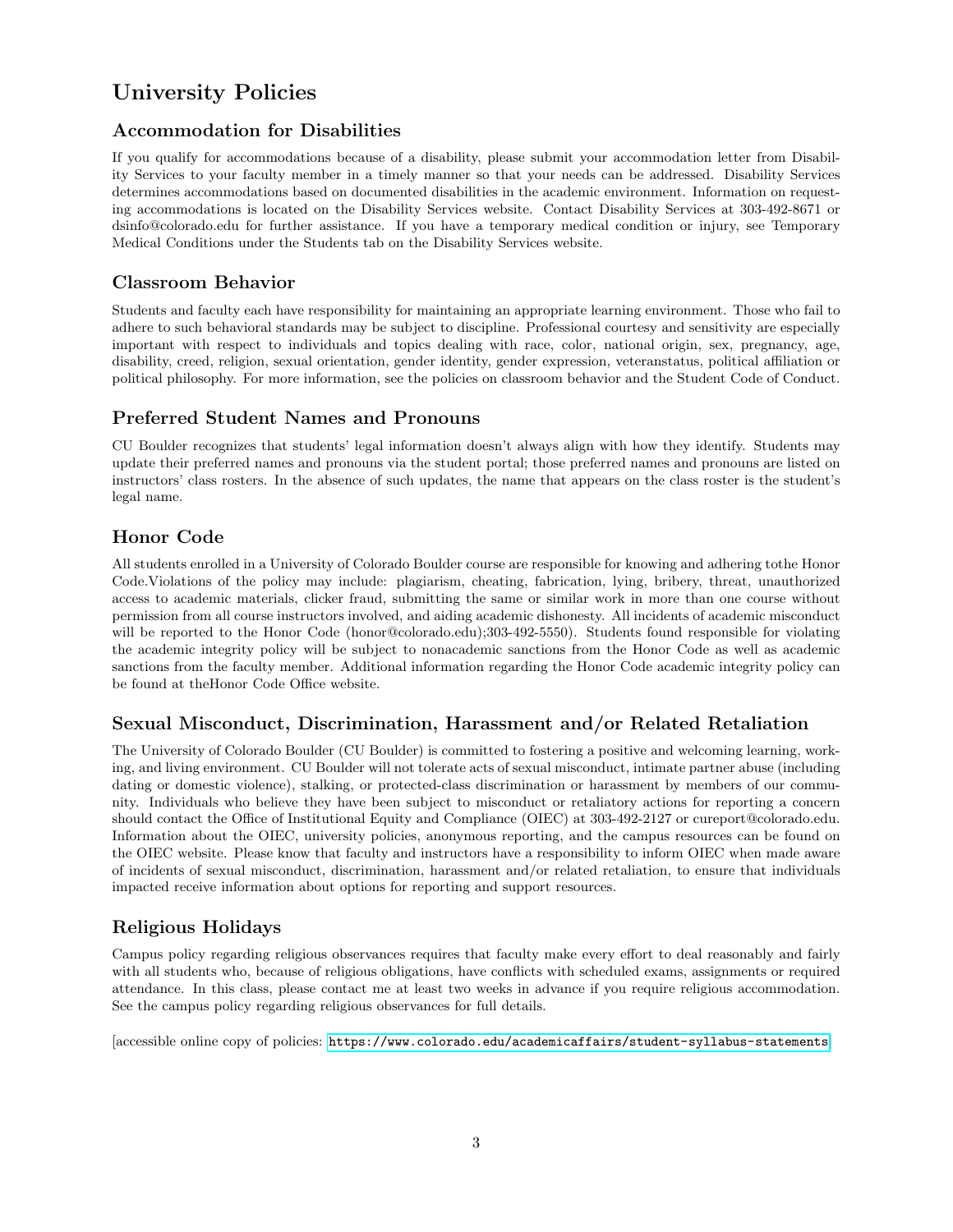# University Policies

## Accommodation for Disabilities

If you qualify for accommodations because of a disability, please submit your accommodation letter from Disability Services to your faculty member in a timely manner so that your needs can be addressed. Disability Services determines accommodations based on documented disabilities in the academic environment. Information on requesting accommodations is located on the Disability Services website. Contact Disability Services at 303-492-8671 or dsinfo@colorado.edu for further assistance. If you have a temporary medical condition or injury, see Temporary Medical Conditions under the Students tab on the Disability Services website.

## Classroom Behavior

Students and faculty each have responsibility for maintaining an appropriate learning environment. Those who fail to adhere to such behavioral standards may be subject to discipline. Professional courtesy and sensitivity are especially important with respect to individuals and topics dealing with race, color, national origin, sex, pregnancy, age, disability, creed, religion, sexual orientation, gender identity, gender expression, veteranstatus, political affiliation or political philosophy. For more information, see the policies on classroom behavior and the Student Code of Conduct.

## Preferred Student Names and Pronouns

CU Boulder recognizes that students' legal information doesn't always align with how they identify. Students may update their preferred names and pronouns via the student portal; those preferred names and pronouns are listed on instructors' class rosters. In the absence of such updates, the name that appears on the class roster is the student's legal name.

## Honor Code

All students enrolled in a University of Colorado Boulder course are responsible for knowing and adhering tothe Honor Code.Violations of the policy may include: plagiarism, cheating, fabrication, lying, bribery, threat, unauthorized access to academic materials, clicker fraud, submitting the same or similar work in more than one course without permission from all course instructors involved, and aiding academic dishonesty. All incidents of academic misconduct will be reported to the Honor Code (honor@colorado.edu);303-492-5550). Students found responsible for violating the academic integrity policy will be subject to nonacademic sanctions from the Honor Code as well as academic sanctions from the faculty member. Additional information regarding the Honor Code academic integrity policy can be found at theHonor Code Office website.

## Sexual Misconduct, Discrimination, Harassment and/or Related Retaliation

The University of Colorado Boulder (CU Boulder) is committed to fostering a positive and welcoming learning, working, and living environment. CU Boulder will not tolerate acts of sexual misconduct, intimate partner abuse (including dating or domestic violence), stalking, or protected-class discrimination or harassment by members of our community. Individuals who believe they have been subject to misconduct or retaliatory actions for reporting a concern should contact the Office of Institutional Equity and Compliance (OIEC) at 303-492-2127 or cureport@colorado.edu. Information about the OIEC, university policies, anonymous reporting, and the campus resources can be found on the OIEC website. Please know that faculty and instructors have a responsibility to inform OIEC when made aware of incidents of sexual misconduct, discrimination, harassment and/or related retaliation, to ensure that individuals impacted receive information about options for reporting and support resources.

## Religious Holidays

Campus policy regarding religious observances requires that faculty make every effort to deal reasonably and fairly with all students who, because of religious obligations, have conflicts with scheduled exams, assignments or required attendance. In this class, please contact me at least two weeks in advance if you require religious accommodation. See the campus policy regarding religious observances for full details.

[accessible online copy of policies: https://www.colorado.edu/academicaffairs/student-syllabus-statements